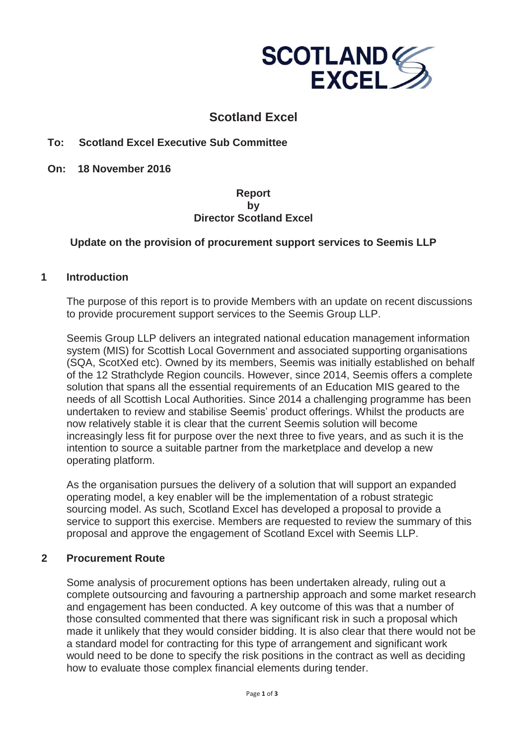# Scotland Excel

**To: Scotland Excel Executive Sub Committee**

**On: 18 November 2016**

**Report**
**by**
**Director Scotland Excel**

**Update on the provision of procurement support services to Seemis LLP**

## 1 Introduction

The purpose of this report is to provide Members with an update on recent discussions to provide procurement support services to the Seemis Group LLP.

Seemis Group LLP delivers an integrated national education management information system (MIS) for Scottish Local Government and associated supporting organisations (SQA, ScotXed etc). Owned by its members, Seemis was initially established on behalf of the 12 Strathclyde Region councils. However, since 2014, Seemis offers a complete solution that spans all the essential requirements of an Education MIS geared to the needs of all Scottish Local Authorities. Since 2014 a challenging programme has been undertaken to review and stabilise Seemis' product offerings. Whilst the products are now relatively stable it is clear that the current Seemis solution will become increasingly less fit for purpose over the next three to five years, and as such it is the intention to source a suitable partner from the marketplace and develop a new operating platform.

As the organisation pursues the delivery of a solution that will support an expanded operating model, a key enabler will be the implementation of a robust strategic sourcing model. As such, Scotland Excel has developed a proposal to provide a service to support this exercise. Members are requested to review the summary of this proposal and approve the engagement of Scotland Excel with Seemis LLP.

## 2 Procurement Route

Some analysis of procurement options has been undertaken already, ruling out a complete outsourcing and favouring a partnership approach and some market research and engagement has been conducted. A key outcome of this was that a number of those consulted commented that there was significant risk in such a proposal which made it unlikely that they would consider bidding. It is also clear that there would not be a standard model for contracting for this type of arrangement and significant work would need to be done to specify the risk positions in the contract as well as deciding how to evaluate those complex financial elements during tender.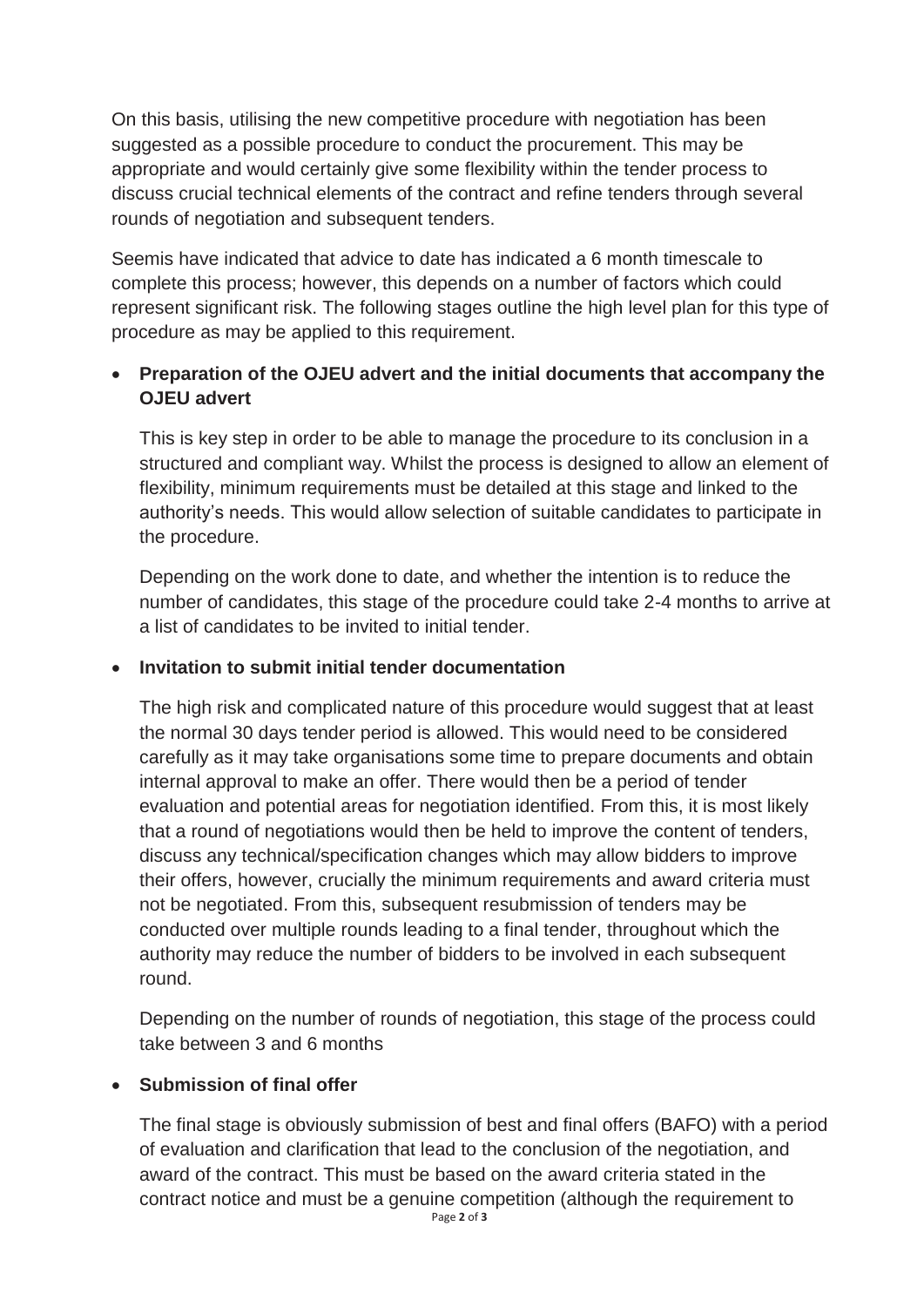On this basis, utilising the new competitive procedure with negotiation has been suggested as a possible procedure to conduct the procurement. This may be appropriate and would certainly give some flexibility within the tender process to discuss crucial technical elements of the contract and refine tenders through several rounds of negotiation and subsequent tenders.

Seemis have indicated that advice to date has indicated a 6 month timescale to complete this process; however, this depends on a number of factors which could represent significant risk. The following stages outline the high level plan for this type of procedure as may be applied to this requirement.

- **Preparation of the OJEU advert and the initial documents that accompany the OJEU advert**

  This is key step in order to be able to manage the procedure to its conclusion in a structured and compliant way. Whilst the process is designed to allow an element of flexibility, minimum requirements must be detailed at this stage and linked to the authority's needs. This would allow selection of suitable candidates to participate in the procedure.

  Depending on the work done to date, and whether the intention is to reduce the number of candidates, this stage of the procedure could take 2-4 months to arrive at a list of candidates to be invited to initial tender.

- **Invitation to submit initial tender documentation**

  The high risk and complicated nature of this procedure would suggest that at least the normal 30 days tender period is allowed. This would need to be considered carefully as it may take organisations some time to prepare documents and obtain internal approval to make an offer. There would then be a period of tender evaluation and potential areas for negotiation identified. From this, it is most likely that a round of negotiations would then be held to improve the content of tenders, discuss any technical/specification changes which may allow bidders to improve their offers, however, crucially the minimum requirements and award criteria must not be negotiated. From this, subsequent resubmission of tenders may be conducted over multiple rounds leading to a final tender, throughout which the authority may reduce the number of bidders to be involved in each subsequent round.

  Depending on the number of rounds of negotiation, this stage of the process could take between 3 and 6 months

- **Submission of final offer**

  The final stage is obviously submission of best and final offers (BAFO) with a period of evaluation and clarification that lead to the conclusion of the negotiation, and award of the contract. This must be based on the award criteria stated in the contract notice and must be a genuine competition (although the requirement to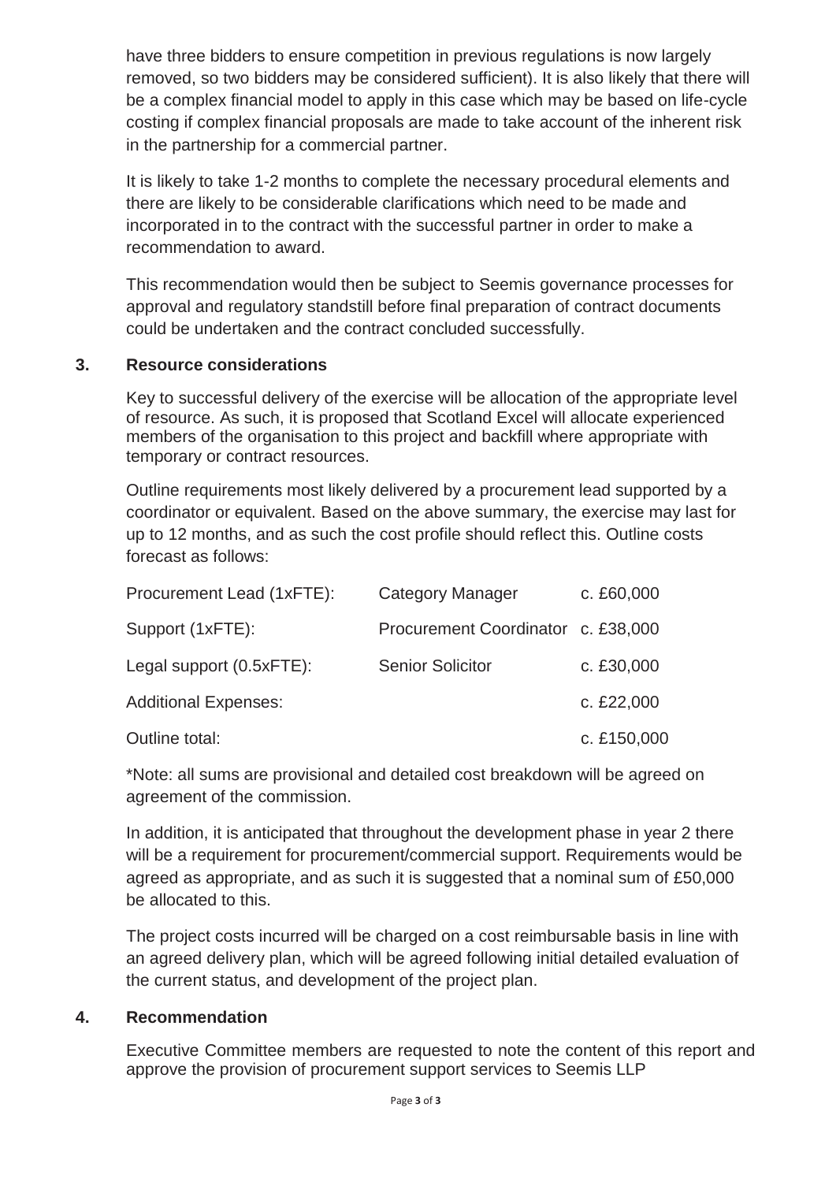have three bidders to ensure competition in previous regulations is now largely removed, so two bidders may be considered sufficient). It is also likely that there will be a complex financial model to apply in this case which may be based on life-cycle costing if complex financial proposals are made to take account of the inherent risk in the partnership for a commercial partner.

It is likely to take 1-2 months to complete the necessary procedural elements and there are likely to be considerable clarifications which need to be made and incorporated in to the contract with the successful partner in order to make a recommendation to award.

This recommendation would then be subject to Seemis governance processes for approval and regulatory standstill before final preparation of contract documents could be undertaken and the contract concluded successfully.

## 3. Resource considerations

Key to successful delivery of the exercise will be allocation of the appropriate level of resource. As such, it is proposed that Scotland Excel will allocate experienced members of the organisation to this project and backfill where appropriate with temporary or contract resources.

Outline requirements most likely delivered by a procurement lead supported by a coordinator or equivalent. Based on the above summary, the exercise may last for up to 12 months, and as such the cost profile should reflect this. Outline costs forecast as follows:

| | | |
|---|---|---|
| Procurement Lead (1xFTE): | Category Manager | c. £60,000 |
| Support (1xFTE): | Procurement Coordinator | c. £38,000 |
| Legal support (0.5xFTE): | Senior Solicitor | c. £30,000 |
| Additional Expenses: | | c. £22,000 |
| Outline total: | | c. £150,000 |

*Note: all sums are provisional and detailed cost breakdown will be agreed on agreement of the commission.

In addition, it is anticipated that throughout the development phase in year 2 there will be a requirement for procurement/commercial support. Requirements would be agreed as appropriate, and as such it is suggested that a nominal sum of £50,000 be allocated to this.

The project costs incurred will be charged on a cost reimbursable basis in line with an agreed delivery plan, which will be agreed following initial detailed evaluation of the current status, and development of the project plan.

## 4. Recommendation

Executive Committee members are requested to note the content of this report and approve the provision of procurement support services to Seemis LLP